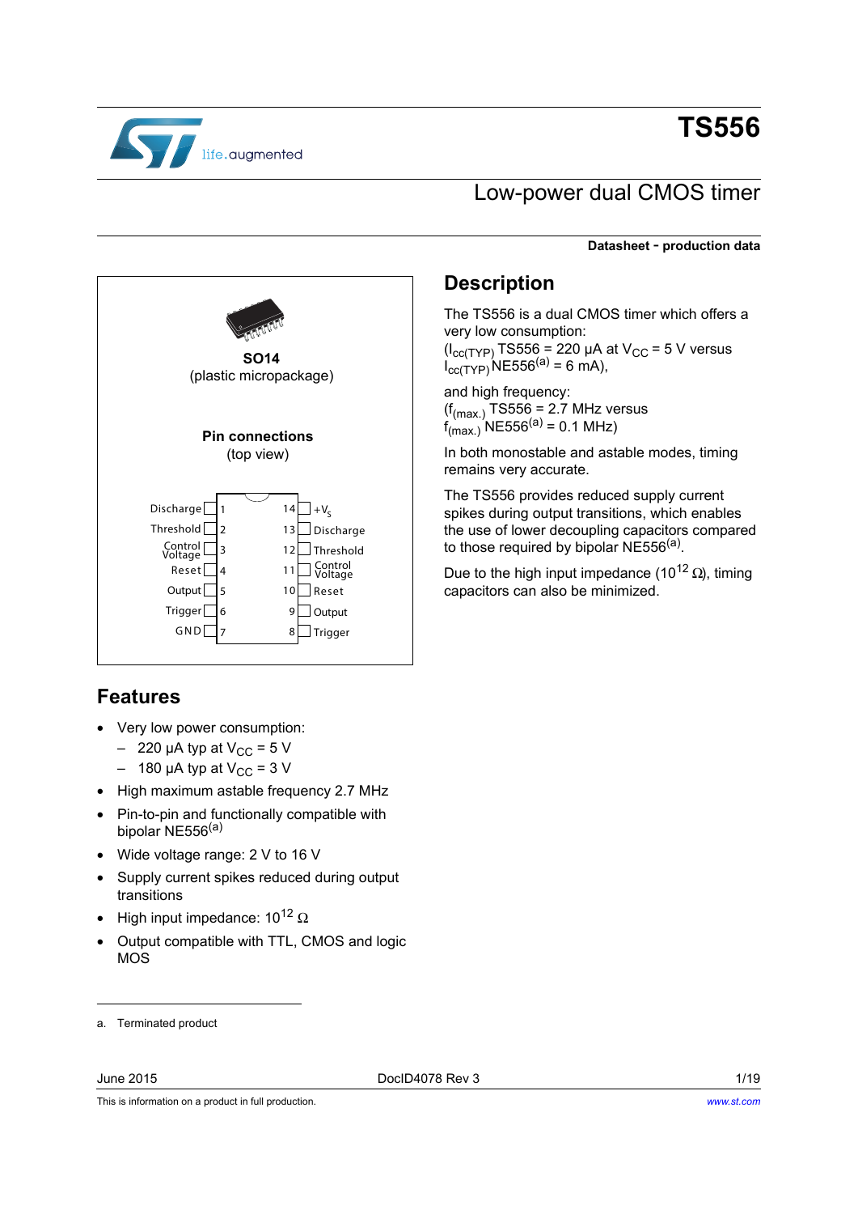# TS556

## Low-power dual CMOS timer

**Datasheet - production data**

**SO14**
(plastic micropackage)

**Pin connections**
(top view)

| Pin | Name | Pin | Name |
|---|---|---|---|
| 1 | Discharge | 14 | $+V_S$ |
| 2 | Threshold | 13 | Discharge |
| 3 | Control Voltage | 12 | Threshold |
| 4 | Reset | 11 | Control Voltage |
| 5 | Output | 10 | Reset |
| 6 | Trigger | 9 | Output |
| 7 | GND | 8 | Trigger |

## Features

- Very low power consumption:
  - 220 µA typ at $V_{CC}$ = 5 V
  - 180 µA typ at $V_{CC}$ = 3 V
- High maximum astable frequency 2.7 MHz
- Pin-to-pin and functionally compatible with bipolar NE556[a]
- Wide voltage range: 2 V to 16 V
- Supply current spikes reduced during output transitions
- High input impedance: $10^{12}$ Ω
- Output compatible with TTL, CMOS and logic MOS

## Description

The TS556 is a dual CMOS timer which offers a very low consumption:
($I_{cc(TYP)}$ TS556 = 220 µA at $V_{CC}$ = 5 V versus $I_{cc(TYP)}$ NE556[a] = 6 mA),

and high frequency:
($f_{(max.)}$ TS556 = 2.7 MHz versus $f_{(max.)}$ NE556[a] = 0.1 MHz)

In both monostable and astable modes, timing remains very accurate.

The TS556 provides reduced supply current spikes during output transitions, which enables the use of lower decoupling capacitors compared to those required by bipolar NE556[a].

Due to the high input impedance ($10^{12}$ Ω), timing capacitors can also be minimized.

---

a. Terminated product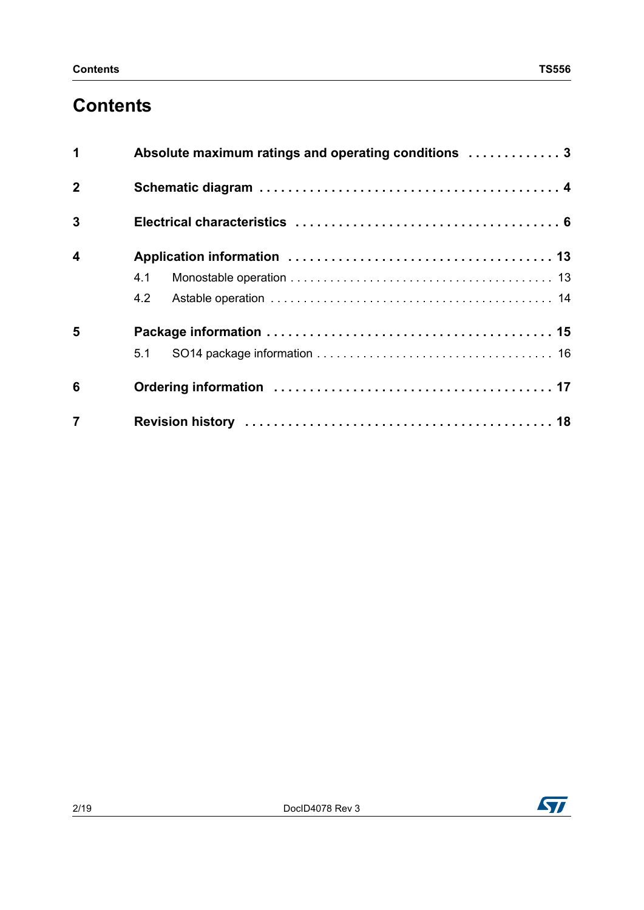# Contents

1 **Absolute maximum ratings and operating conditions** . . . . . . . . . . . . . 3

2 **Schematic diagram** . . . . . . . . . . . . . . . . . . . . . . . . . . . . . . . . . . . . . . . . . 4

3 **Electrical characteristics** . . . . . . . . . . . . . . . . . . . . . . . . . . . . . . . . . . . 6

4 **Application information** . . . . . . . . . . . . . . . . . . . . . . . . . . . . . . . . . . . 13

- 4.1 Monostable operation . . . . . . . . . . . . . . . . . . . . . . . . . . . . . . . . . . . . . . 13
- 4.2 Astable operation . . . . . . . . . . . . . . . . . . . . . . . . . . . . . . . . . . . . . . . . . 14

5 **Package information** . . . . . . . . . . . . . . . . . . . . . . . . . . . . . . . . . . . . . . 15

- 5.1 SO14 package information . . . . . . . . . . . . . . . . . . . . . . . . . . . . . . . . . . 16

6 **Ordering information** . . . . . . . . . . . . . . . . . . . . . . . . . . . . . . . . . . . . . 17

7 **Revision history** . . . . . . . . . . . . . . . . . . . . . . . . . . . . . . . . . . . . . . . . . 18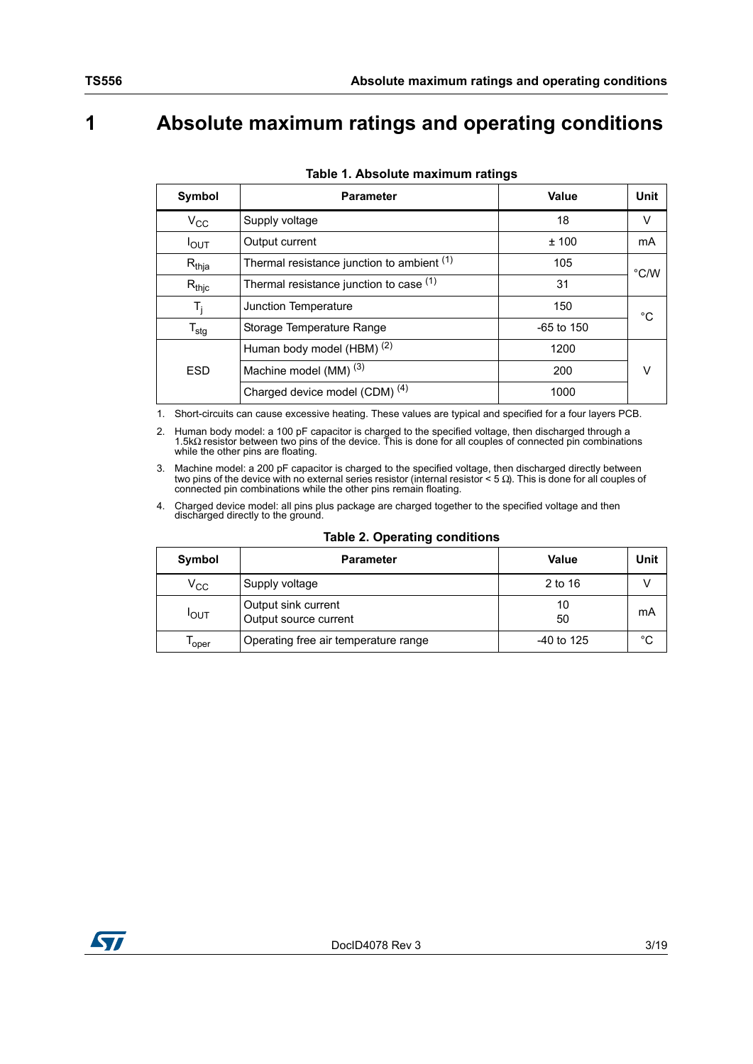# 1 Absolute maximum ratings and operating conditions

**Table 1. Absolute maximum ratings**

| Symbol | Parameter | Value | Unit |
|---|---|---|---|
| $V_{CC}$ | Supply voltage | 18 | V |
| $I_{OUT}$ | Output current | ± 100 | mA |
| $R_{thja}$ | Thermal resistance junction to ambient [(1)] | 105 | °C/W |
| $R_{thjc}$ | Thermal resistance junction to case [(1)] | 31 | |
| $T_j$ | Junction Temperature | 150 | °C |
| $T_{stg}$ | Storage Temperature Range | -65 to 150 | |
| ESD | Human body model (HBM) [(2)] | 1200 | V |
| | Machine model (MM) [(3)] | 200 | |
| | Charged device model (CDM) [(4)] | 1000 | |

1. Short-circuits can cause excessive heating. These values are typical and specified for a four layers PCB.
2. Human body model: a 100 pF capacitor is charged to the specified voltage, then discharged through a 1.5kΩ resistor between two pins of the device. This is done for all couples of connected pin combinations while the other pins are floating.
3. Machine model: a 200 pF capacitor is charged to the specified voltage, then discharged directly between two pins of the device with no external series resistor (internal resistor < 5 Ω). This is done for all couples of connected pin combinations while the other pins remain floating.
4. Charged device model: all pins plus package are charged together to the specified voltage and then discharged directly to the ground.

**Table 2. Operating conditions**

| Symbol | Parameter | Value | Unit |
|---|---|---|---|
| $V_{CC}$ | Supply voltage | 2 to 16 | V |
| $I_{OUT}$ | Output sink current<br>Output source current | 10<br>50 | mA |
| $T_{oper}$ | Operating free air temperature range | -40 to 125 | °C |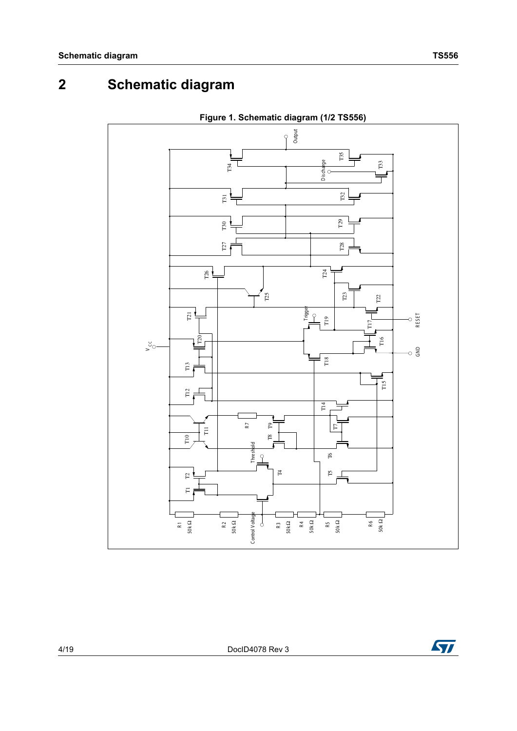# 2 Schematic diagram

**Figure 1. Schematic diagram (1/2 TS556)**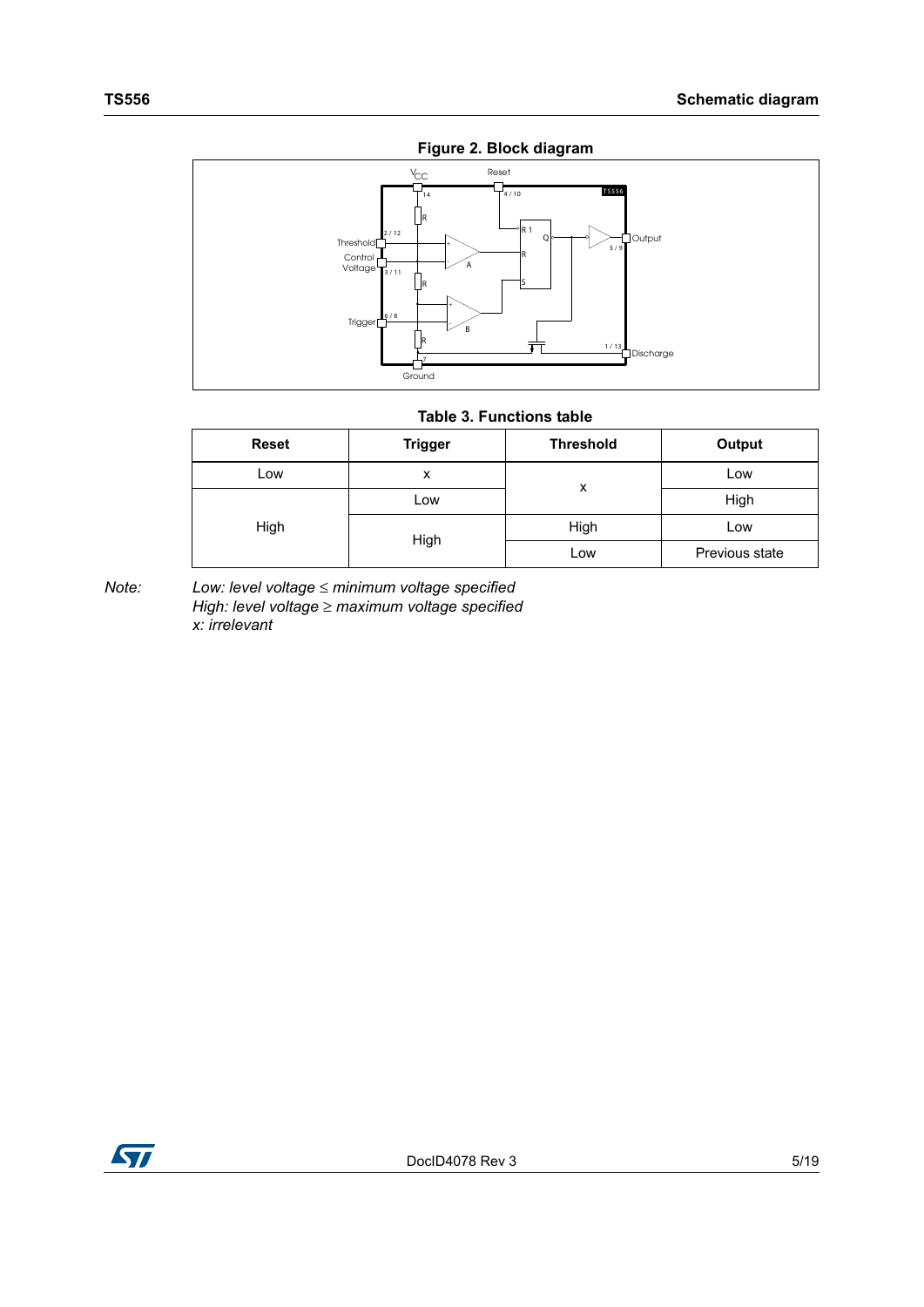**Figure 2. Block diagram**

**Table 3. Functions table**

| Reset | Trigger | Threshold | Output |
|---|---|---|---|
| Low | x | x | Low |
| High | Low | x | High |
| High | High | High | Low |
| High | High | Low | Previous state |

*Note: Low: level voltage ≤ minimum voltage specified*
*High: level voltage ≥ maximum voltage specified*
*x: irrelevant*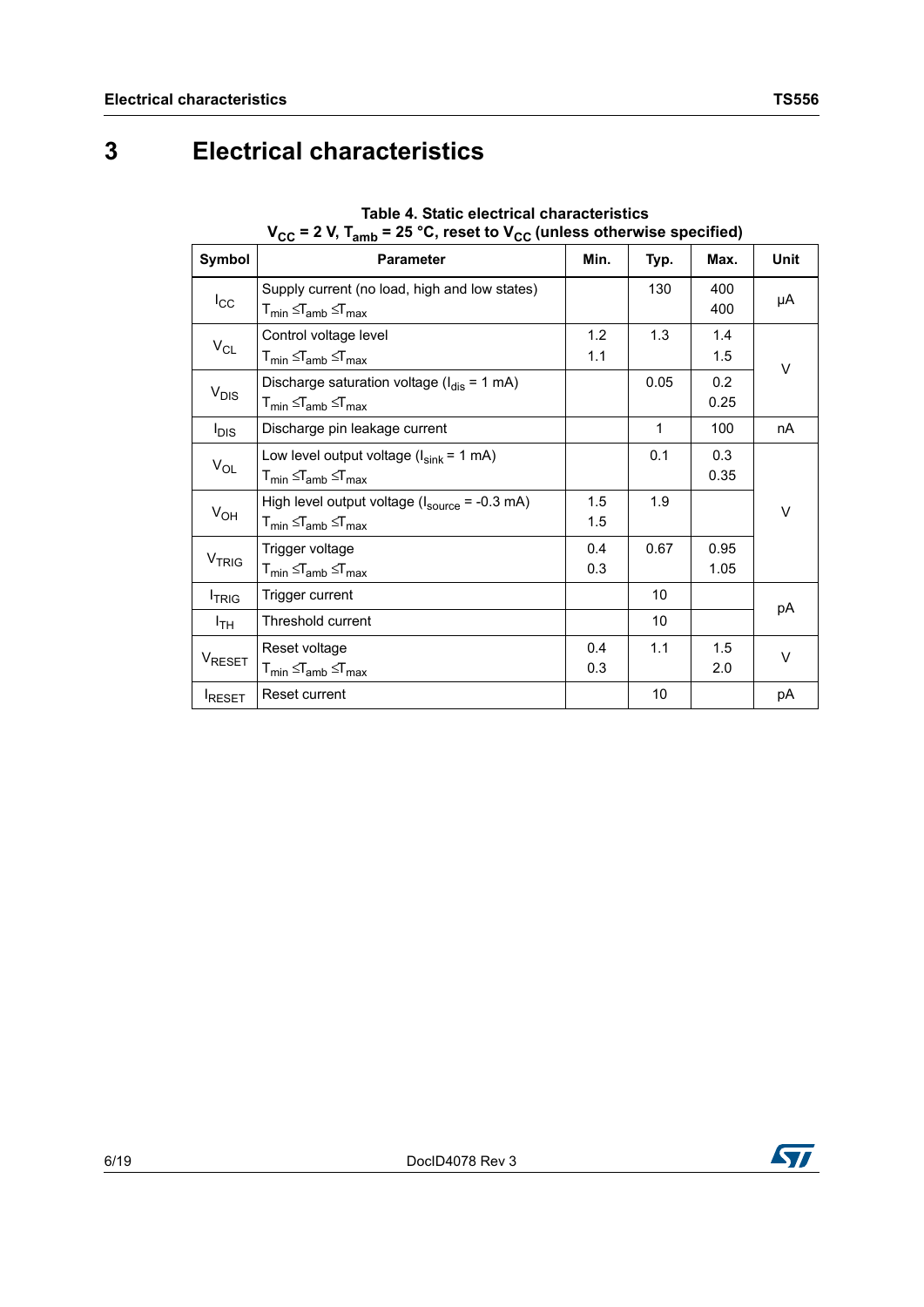# 3 Electrical characteristics

**Table 4. Static electrical characteristics**
**$V_{CC}$ = 2 V, $T_{amb}$ = 25 °C, reset to $V_{CC}$ (unless otherwise specified)**

| Symbol | Parameter | Min. | Typ. | Max. | Unit |
|---|---|---|---|---|---|
| $I_{CC}$ | Supply current (no load, high and low states)<br>$T_{min} \leq T_{amb} \leq T_{max}$ | | 130 | 400<br>400 | µA |
| $V_{CL}$ | Control voltage level<br>$T_{min} \leq T_{amb} \leq T_{max}$ | 1.2<br>1.1 | 1.3 | 1.4<br>1.5 | V |
| $V_{DIS}$ | Discharge saturation voltage ($I_{dis}$ = 1 mA)<br>$T_{min} \leq T_{amb} \leq T_{max}$ | | 0.05 | 0.2<br>0.25 | V |
| $I_{DIS}$ | Discharge pin leakage current | | 1 | 100 | nA |
| $V_{OL}$ | Low level output voltage ($I_{sink}$ = 1 mA)<br>$T_{min} \leq T_{amb} \leq T_{max}$ | | 0.1 | 0.3<br>0.35 | V |
| $V_{OH}$ | High level output voltage ($I_{source}$ = -0.3 mA)<br>$T_{min} \leq T_{amb} \leq T_{max}$ | 1.5<br>1.5 | 1.9 | | V |
| $V_{TRIG}$ | Trigger voltage<br>$T_{min} \leq T_{amb} \leq T_{max}$ | 0.4<br>0.3 | 0.67 | 0.95<br>1.05 | V |
| $I_{TRIG}$ | Trigger current | | 10 | | pA |
| $I_{TH}$ | Threshold current | | 10 | | pA |
| $V_{RESET}$ | Reset voltage<br>$T_{min} \leq T_{amb} \leq T_{max}$ | 0.4<br>0.3 | 1.1 | 1.5<br>2.0 | V |
| $I_{RESET}$ | Reset current | | 10 | | pA |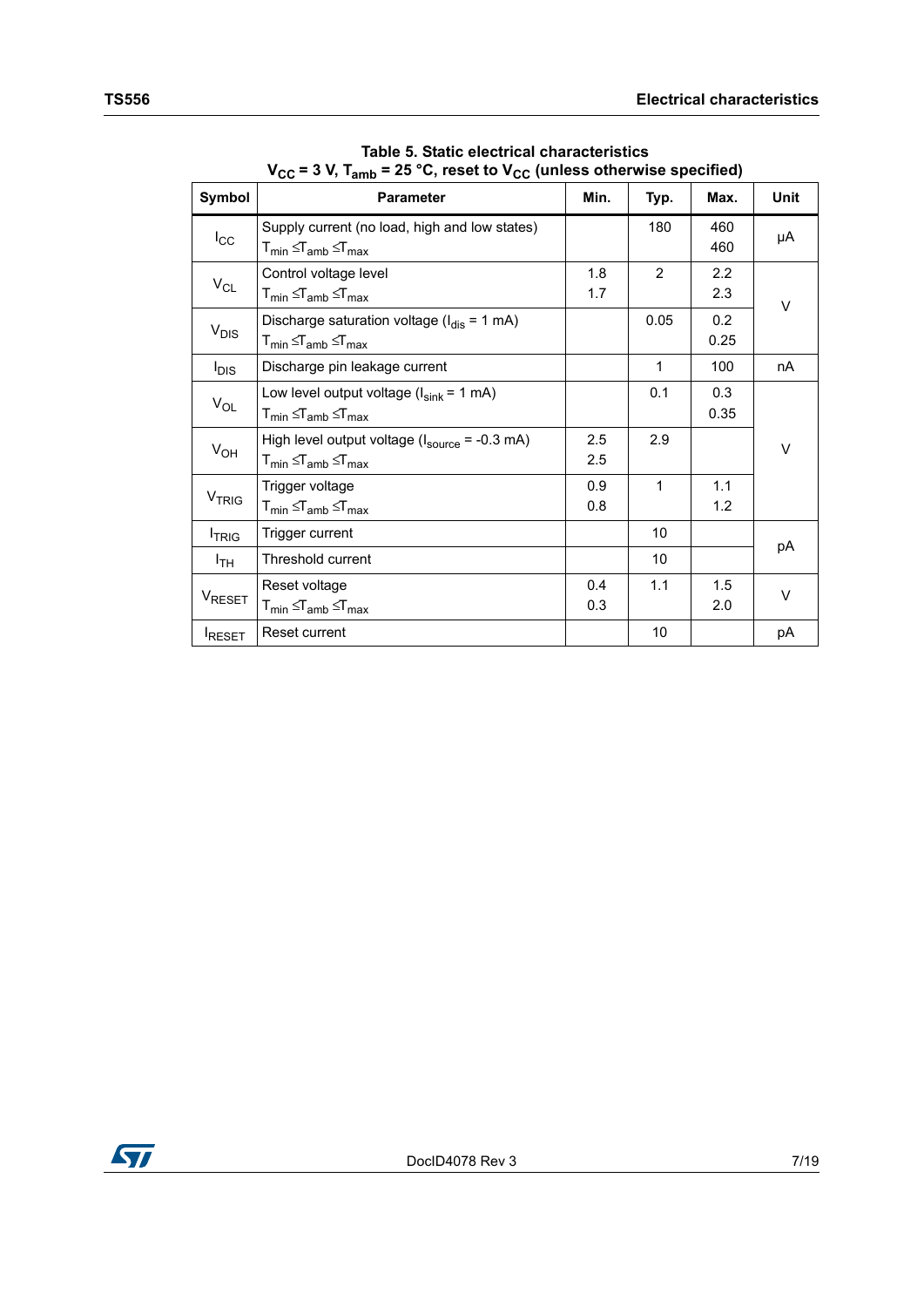Table 5. Static electrical characteristics
$V_{CC}$ = 3 V, $T_{amb}$ = 25 °C, reset to $V_{CC}$ (unless otherwise specified)

| Symbol | Parameter | Min. | Typ. | Max. | Unit |
|---|---|---|---|---|---|
| $I_{CC}$ | Supply current (no load, high and low states)<br>$T_{min} \leq T_{amb} \leq T_{max}$ | | 180 | 460<br>460 | µA |
| $V_{CL}$ | Control voltage level<br>$T_{min} \leq T_{amb} \leq T_{max}$ | 1.8<br>1.7 | 2 | 2.2<br>2.3 | V |
| $V_{DIS}$ | Discharge saturation voltage ($I_{dis}$ = 1 mA)<br>$T_{min} \leq T_{amb} \leq T_{max}$ | | 0.05 | 0.2<br>0.25 | V |
| $I_{DIS}$ | Discharge pin leakage current | | 1 | 100 | nA |
| $V_{OL}$ | Low level output voltage ($I_{sink}$ = 1 mA)<br>$T_{min} \leq T_{amb} \leq T_{max}$ | | 0.1 | 0.3<br>0.35 | V |
| $V_{OH}$ | High level output voltage ($I_{source}$ = -0.3 mA)<br>$T_{min} \leq T_{amb} \leq T_{max}$ | 2.5<br>2.5 | 2.9 | | V |
| $V_{TRIG}$ | Trigger voltage<br>$T_{min} \leq T_{amb} \leq T_{max}$ | 0.9<br>0.8 | 1 | 1.1<br>1.2 | V |
| $I_{TRIG}$ | Trigger current | | 10 | | pA |
| $I_{TH}$ | Threshold current | | 10 | | pA |
| $V_{RESET}$ | Reset voltage<br>$T_{min} \leq T_{amb} \leq T_{max}$ | 0.4<br>0.3 | 1.1 | 1.5<br>2.0 | V |
| $I_{RESET}$ | Reset current | | 10 | | pA |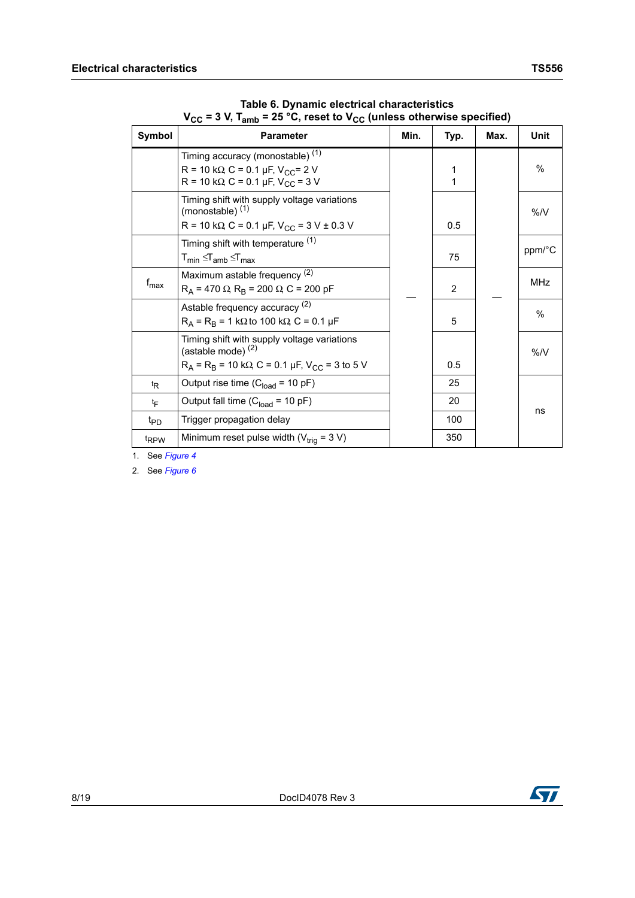**Table 6. Dynamic electrical characteristics**
**$V_{CC}$ = 3 V, $T_{amb}$ = 25 °C, reset to $V_{CC}$ (unless otherwise specified)**

| Symbol | Parameter | Min. | Typ. | Max. | Unit |
|---|---|---|---|---|---|
| | Timing accuracy (monostable) [1]<br>R = 10 kΩ, C = 0.1 µF, $V_{CC}$= 2 V<br>R = 10 kΩ, C = 0.1 µF, $V_{CC}$ = 3 V | — | 1<br>1 | — | % |
| | Timing shift with supply voltage variations (monostable) [1]<br>R = 10 kΩ, C = 0.1 µF, $V_{CC}$ = 3 V ± 0.3 V | — | 0.5 | — | %/V |
| | Timing shift with temperature [1]<br>$T_{min} \leq T_{amb} \leq T_{max}$ | — | 75 | — | ppm/°C |
| $f_{max}$ | Maximum astable frequency [2]<br>$R_A$ = 470 Ω, $R_B$ = 200 Ω, C = 200 pF | — | 2 | — | MHz |
| | Astable frequency accuracy [2]<br>$R_A$ = $R_B$ = 1 kΩ to 100 kΩ, C = 0.1 µF | — | 5 | — | % |
| | Timing shift with supply voltage variations (astable mode) [2]<br>$R_A$ = $R_B$ = 10 kΩ, C = 0.1 µF, $V_{CC}$ = 3 to 5 V | — | 0.5 | — | %/V |
| $t_R$ | Output rise time ($C_{load}$ = 10 pF) | — | 25 | — | ns |
| $t_F$ | Output fall time ($C_{load}$ = 10 pF) | — | 20 | — | ns |
| $t_{PD}$ | Trigger propagation delay | — | 100 | — | ns |
| $t_{RPW}$ | Minimum reset pulse width ($V_{trig}$ = 3 V) | — | 350 | — | ns |

1. See *Figure 4*
2. See *Figure 6*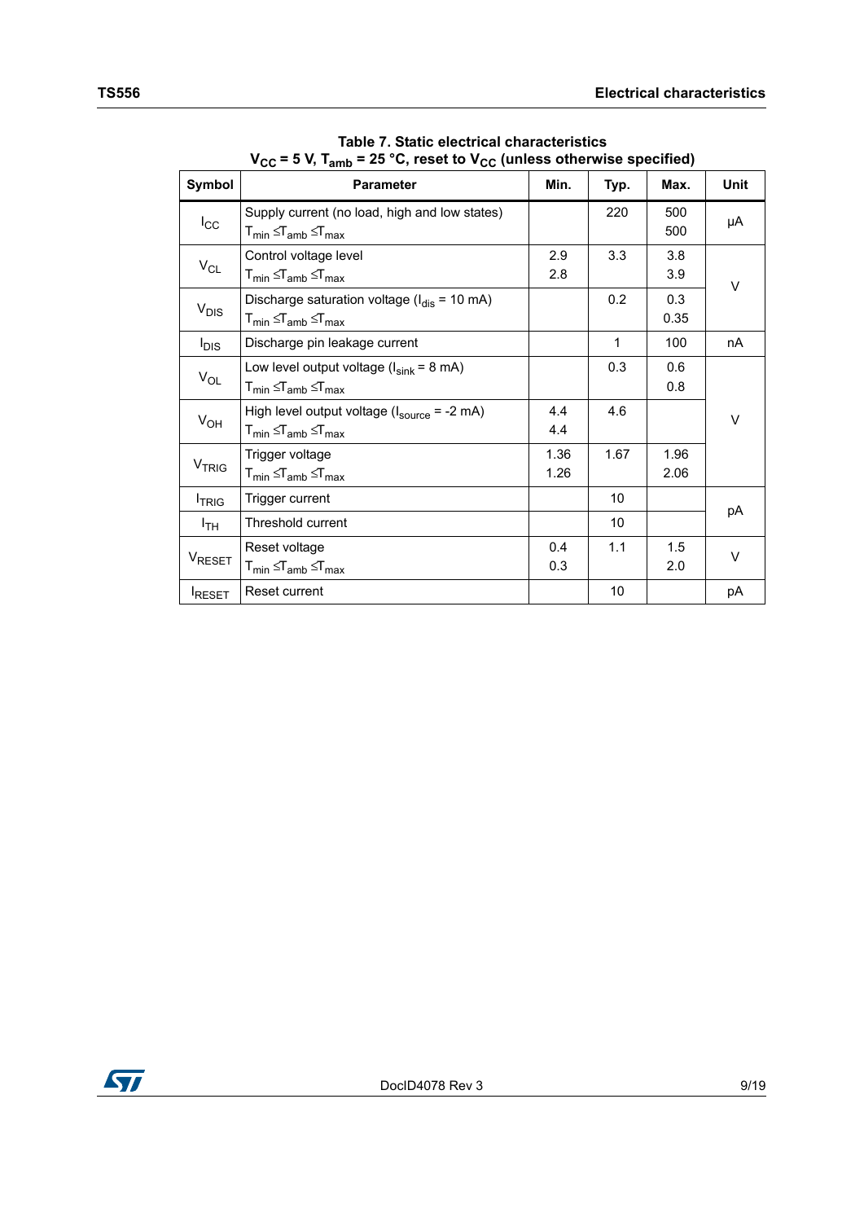**Table 7. Static electrical characteristics**
**$V_{CC}$ = 5 V, $T_{amb}$ = 25 °C, reset to $V_{CC}$ (unless otherwise specified)**

| Symbol | Parameter | Min. | Typ. | Max. | Unit |
|---|---|---|---|---|---|
| $I_{CC}$ | Supply current (no load, high and low states)<br>$T_{min} \leq T_{amb} \leq T_{max}$ | | 220 | 500<br>500 | µA |
| $V_{CL}$ | Control voltage level<br>$T_{min} \leq T_{amb} \leq T_{max}$ | 2.9<br>2.8 | 3.3 | 3.8<br>3.9 | V |
| $V_{DIS}$ | Discharge saturation voltage ($I_{dis}$ = 10 mA)<br>$T_{min} \leq T_{amb} \leq T_{max}$ | | 0.2 | 0.3<br>0.35 | V |
| $I_{DIS}$ | Discharge pin leakage current | | 1 | 100 | nA |
| $V_{OL}$ | Low level output voltage ($I_{sink}$ = 8 mA)<br>$T_{min} \leq T_{amb} \leq T_{max}$ | | 0.3 | 0.6<br>0.8 | V |
| $V_{OH}$ | High level output voltage ($I_{source}$ = -2 mA)<br>$T_{min} \leq T_{amb} \leq T_{max}$ | 4.4<br>4.4 | 4.6 | | V |
| $V_{TRIG}$ | Trigger voltage<br>$T_{min} \leq T_{amb} \leq T_{max}$ | 1.36<br>1.26 | 1.67 | 1.96<br>2.06 | V |
| $I_{TRIG}$ | Trigger current | | 10 | | pA |
| $I_{TH}$ | Threshold current | | 10 | | pA |
| $V_{RESET}$ | Reset voltage<br>$T_{min} \leq T_{amb} \leq T_{max}$ | 0.4<br>0.3 | 1.1 | 1.5<br>2.0 | V |
| $I_{RESET}$ | Reset current | | 10 | | pA |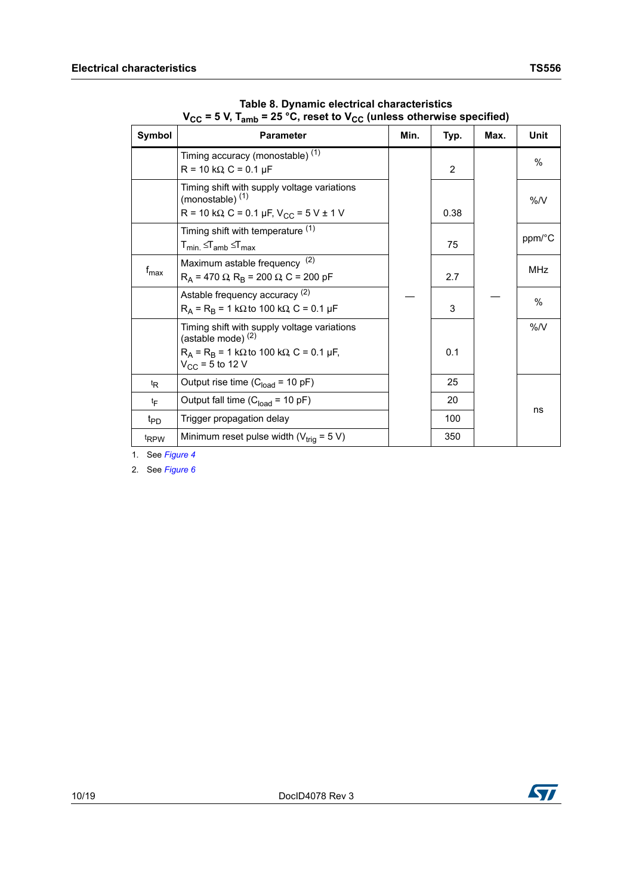**Table 8. Dynamic electrical characteristics**
$V_{CC}$ = 5 V, $T_{amb}$ = 25 °C, reset to $V_{CC}$ (unless otherwise specified)

| Symbol | Parameter | Min. | Typ. | Max. | Unit |
|---|---|---|---|---|---|
| | Timing accuracy (monostable) (1)<br>R = 10 kΩ, C = 0.1 µF | — | 2 | — | % |
| | Timing shift with supply voltage variations (monostable) (1)<br>R = 10 kΩ, C = 0.1 µF, $V_{CC}$ = 5 V ± 1 V | — | 0.38 | — | %/V |
| | Timing shift with temperature (1)<br>$T_{min.} \leq T_{amb} \leq T_{max}$ | — | 75 | — | ppm/°C |
| $f_{max}$ | Maximum astable frequency (2)<br>$R_A$ = 470 Ω, $R_B$ = 200 Ω, C = 200 pF | — | 2.7 | — | MHz |
| | Astable frequency accuracy (2)<br>$R_A$ = $R_B$ = 1 kΩ to 100 kΩ, C = 0.1 µF | — | 3 | — | % |
| | Timing shift with supply voltage variations (astable mode) (2)<br>$R_A$ = $R_B$ = 1 kΩ to 100 kΩ, C = 0.1 µF,<br>$V_{CC}$ = 5 to 12 V | — | 0.1 | — | %/V |
| $t_R$ | Output rise time ($C_{load}$ = 10 pF) | — | 25 | — | ns |
| $t_F$ | Output fall time ($C_{load}$ = 10 pF) | — | 20 | — | ns |
| $t_{PD}$ | Trigger propagation delay | — | 100 | — | ns |
| $t_{RPW}$ | Minimum reset pulse width ($V_{trig}$ = 5 V) | — | 350 | — | ns |

1. See *Figure 4*
2. See *Figure 6*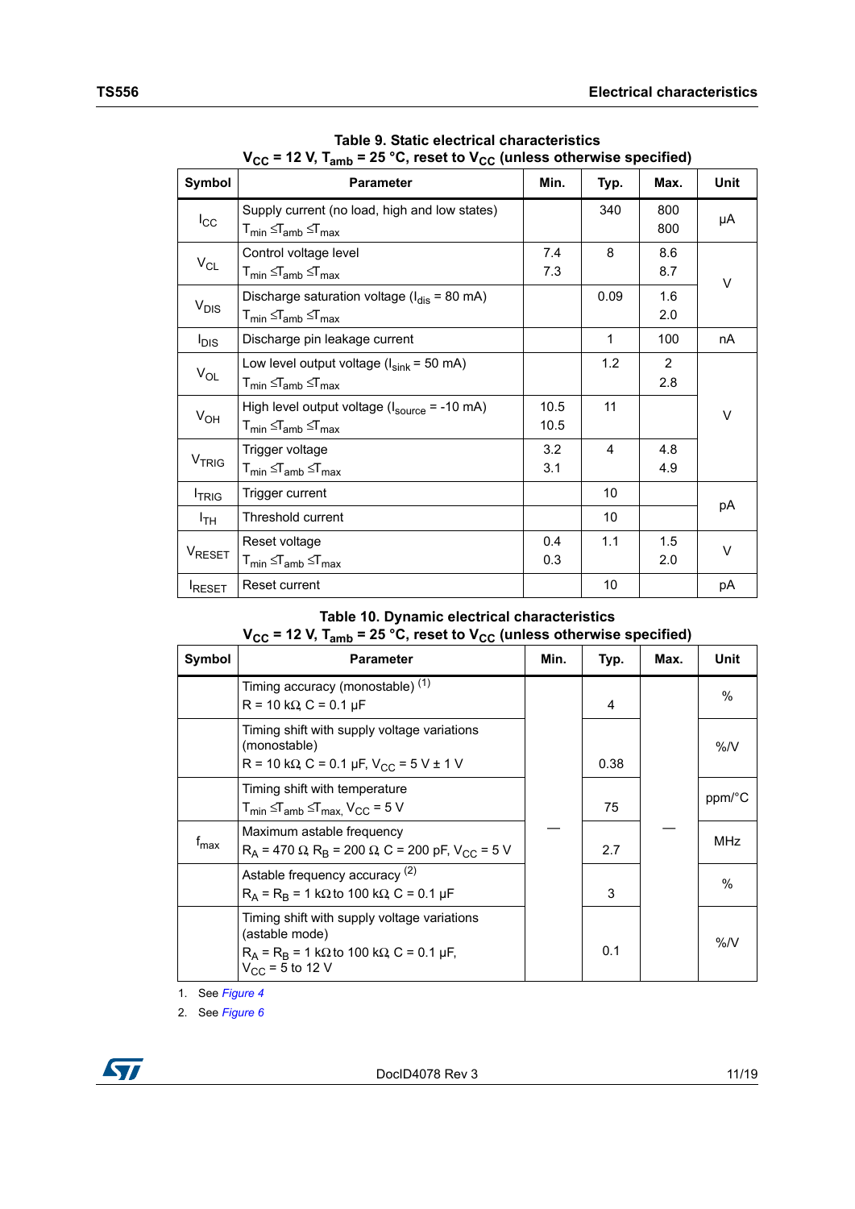**Table 9. Static electrical characteristics**
**$V_{CC}$ = 12 V, $T_{amb}$ = 25 °C, reset to $V_{CC}$ (unless otherwise specified)**

| Symbol | Parameter | Min. | Typ. | Max. | Unit |
|---|---|---|---|---|---|
| $I_{CC}$ | Supply current (no load, high and low states)<br>$T_{min} \leq T_{amb} \leq T_{max}$ | | 340 | 800<br>800 | µA |
| $V_{CL}$ | Control voltage level<br>$T_{min} \leq T_{amb} \leq T_{max}$ | 7.4<br>7.3 | 8 | 8.6<br>8.7 | V |
| $V_{DIS}$ | Discharge saturation voltage ($I_{dis}$ = 80 mA)<br>$T_{min} \leq T_{amb} \leq T_{max}$ | | 0.09 | 1.6<br>2.0 | V |
| $I_{DIS}$ | Discharge pin leakage current | | 1 | 100 | nA |
| $V_{OL}$ | Low level output voltage ($I_{sink}$ = 50 mA)<br>$T_{min} \leq T_{amb} \leq T_{max}$ | | 1.2 | 2<br>2.8 | V |
| $V_{OH}$ | High level output voltage ($I_{source}$ = -10 mA)<br>$T_{min} \leq T_{amb} \leq T_{max}$ | 10.5<br>10.5 | 11 | | V |
| $V_{TRIG}$ | Trigger voltage<br>$T_{min} \leq T_{amb} \leq T_{max}$ | 3.2<br>3.1 | 4 | 4.8<br>4.9 | V |
| $I_{TRIG}$ | Trigger current | | 10 | | pA |
| $I_{TH}$ | Threshold current | | 10 | | pA |
| $V_{RESET}$ | Reset voltage<br>$T_{min} \leq T_{amb} \leq T_{max}$ | 0.4<br>0.3 | 1.1 | 1.5<br>2.0 | V |
| $I_{RESET}$ | Reset current | | 10 | | pA |

**Table 10. Dynamic electrical characteristics**
**$V_{CC}$ = 12 V, $T_{amb}$ = 25 °C, reset to $V_{CC}$ (unless otherwise specified)**

| Symbol | Parameter | Min. | Typ. | Max. | Unit |
|---|---|---|---|---|---|
| | Timing accuracy (monostable) (1)<br>R = 10 kΩ, C = 0.1 µF | — | 4 | — | % |
| | Timing shift with supply voltage variations (monostable)<br>R = 10 kΩ, C = 0.1 µF, $V_{CC}$ = 5 V ± 1 V | — | 0.38 | — | %/V |
| | Timing shift with temperature<br>$T_{min} \leq T_{amb} \leq T_{max}$, $V_{CC}$ = 5 V | — | 75 | — | ppm/°C |
| $f_{max}$ | Maximum astable frequency<br>$R_A$ = 470 Ω, $R_B$ = 200 Ω, C = 200 pF, $V_{CC}$ = 5 V | — | 2.7 | — | MHz |
| | Astable frequency accuracy (2)<br>$R_A$ = $R_B$ = 1 kΩ to 100 kΩ, C = 0.1 µF | — | 3 | — | % |
| | Timing shift with supply voltage variations (astable mode)<br>$R_A$ = $R_B$ = 1 kΩ to 100 kΩ, C = 0.1 µF, $V_{CC}$ = 5 to 12 V | — | 0.1 | — | %/V |

1. See *Figure 4*
2. See *Figure 6*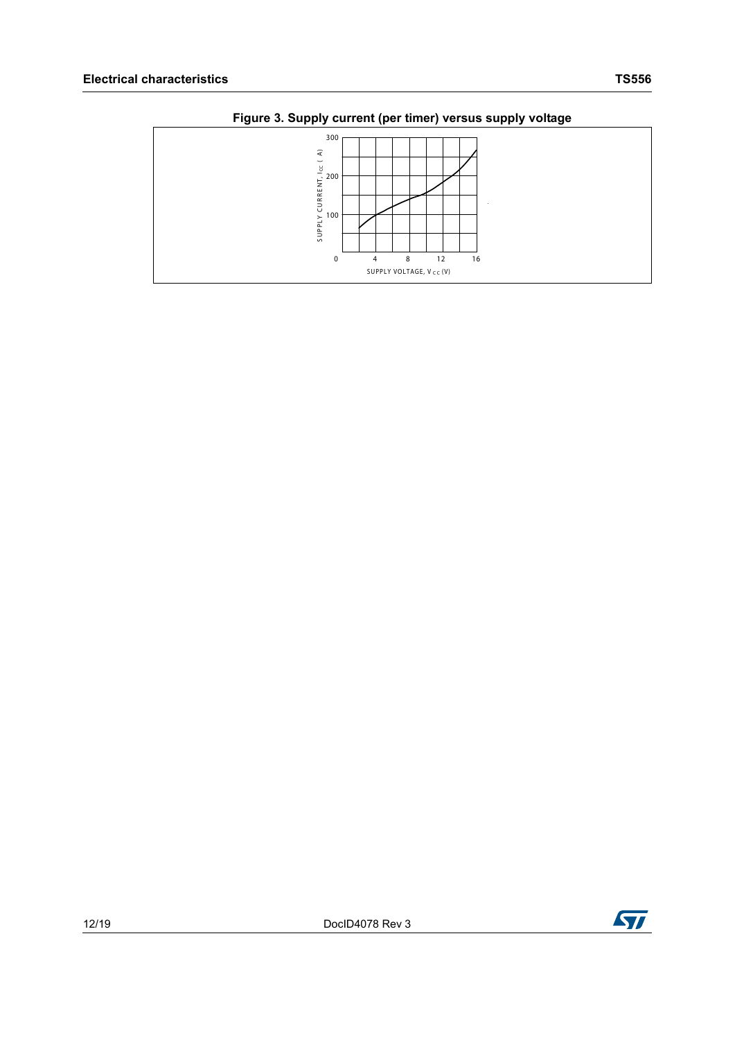**Figure 3. Supply current (per timer) versus supply voltage**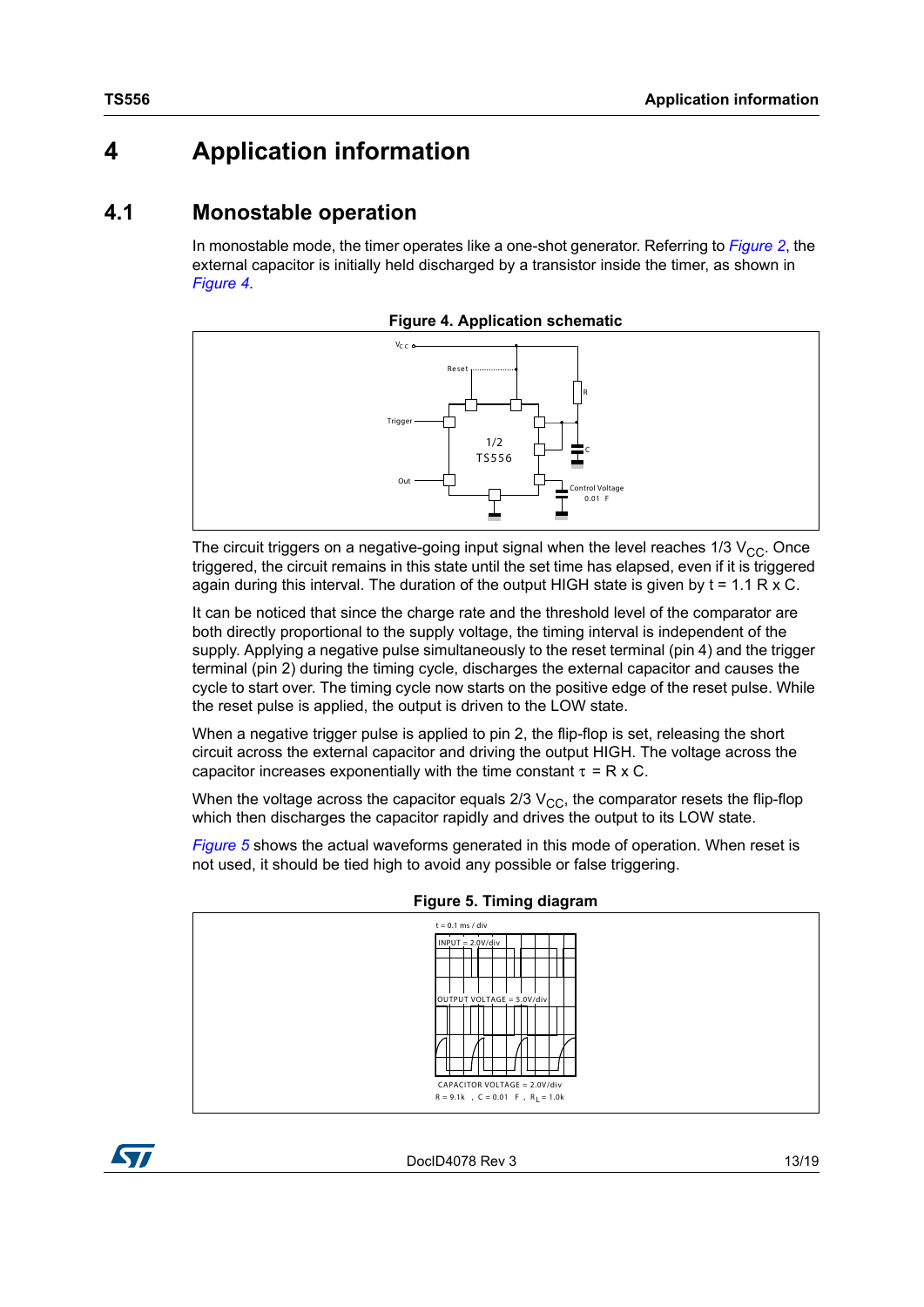# 4 Application information

## 4.1 Monostable operation

In monostable mode, the timer operates like a one-shot generator. Referring to *Figure 2*, the external capacitor is initially held discharged by a transistor inside the timer, as shown in *Figure 4*.

**Figure 4. Application schematic**

The circuit triggers on a negative-going input signal when the level reaches 1/3 $V_{CC}$. Once triggered, the circuit remains in this state until the set time has elapsed, even if it is triggered again during this interval. The duration of the output HIGH state is given by t = 1.1 R x C.

It can be noticed that since the charge rate and the threshold level of the comparator are both directly proportional to the supply voltage, the timing interval is independent of the supply. Applying a negative pulse simultaneously to the reset terminal (pin 4) and the trigger terminal (pin 2) during the timing cycle, discharges the external capacitor and causes the cycle to start over. The timing cycle now starts on the positive edge of the reset pulse. While the reset pulse is applied, the output is driven to the LOW state.

When a negative trigger pulse is applied to pin 2, the flip-flop is set, releasing the short circuit across the external capacitor and driving the output HIGH. The voltage across the capacitor increases exponentially with the time constant $\tau$ = R x C.

When the voltage across the capacitor equals 2/3 $V_{CC}$, the comparator resets the flip-flop which then discharges the capacitor rapidly and drives the output to its LOW state.

*Figure 5* shows the actual waveforms generated in this mode of operation. When reset is not used, it should be tied high to avoid any possible or false triggering.

**Figure 5. Timing diagram**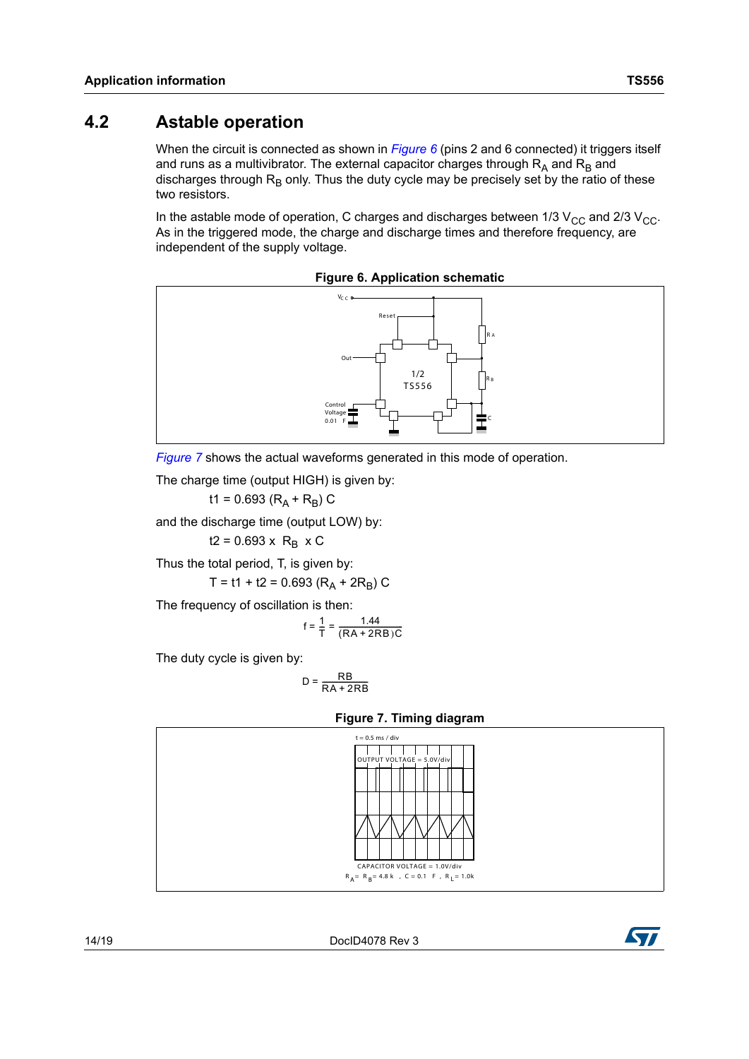## 4.2 Astable operation

When the circuit is connected as shown in *Figure 6* (pins 2 and 6 connected) it triggers itself and runs as a multivibrator. The external capacitor charges through $R_A$ and $R_B$ and discharges through $R_B$ only. Thus the duty cycle may be precisely set by the ratio of these two resistors.

In the astable mode of operation, C charges and discharges between 1/3 $V_{CC}$ and 2/3 $V_{CC}$. As in the triggered mode, the charge and discharge times and therefore frequency, are independent of the supply voltage.

**Figure 6. Application schematic**

*Figure 7* shows the actual waveforms generated in this mode of operation.

The charge time (output HIGH) is given by:

$$t1 = 0.693\ (R_A + R_B)\ C$$

and the discharge time (output LOW) by:

$$t2 = 0.693 \times R_B \times C$$

Thus the total period, T, is given by:

$$T = t1 + t2 = 0.693\ (R_A + 2R_B)\ C$$

The frequency of oscillation is then:

$$f = \frac{1}{T} = \frac{1.44}{(RA + 2RB)C}$$

The duty cycle is given by:

$$D = \frac{RB}{RA + 2RB}$$

**Figure 7. Timing diagram**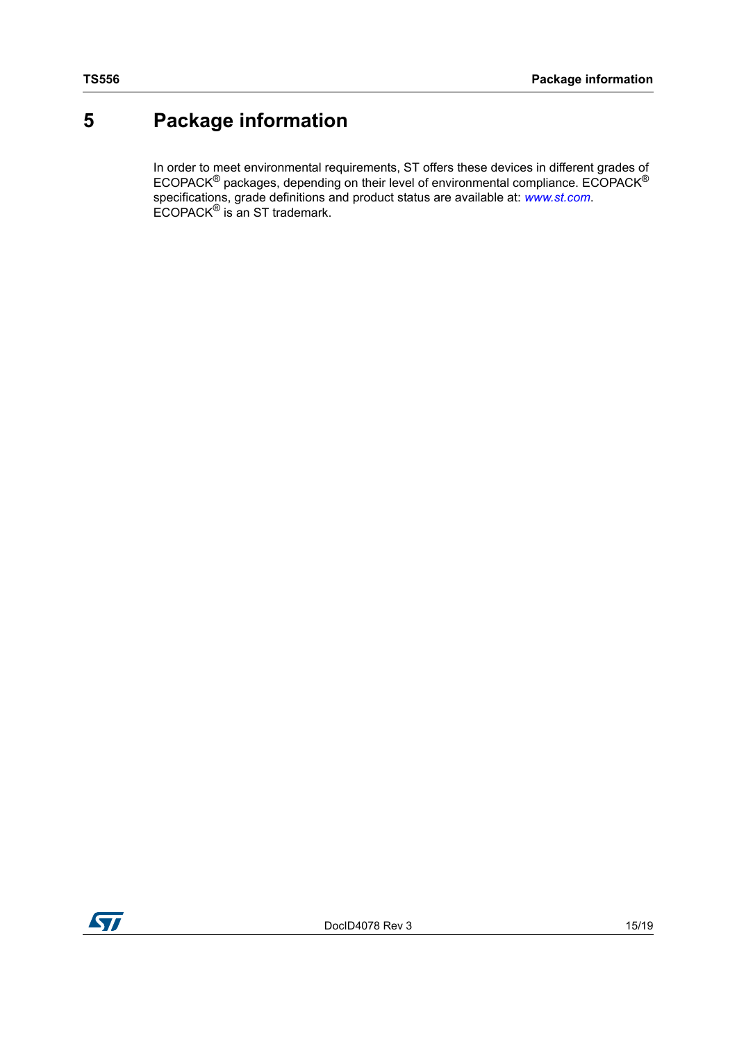# 5 Package information

In order to meet environmental requirements, ST offers these devices in different grades of ECOPACK® packages, depending on their level of environmental compliance. ECOPACK® specifications, grade definitions and product status are available at: *www.st.com*. ECOPACK® is an ST trademark.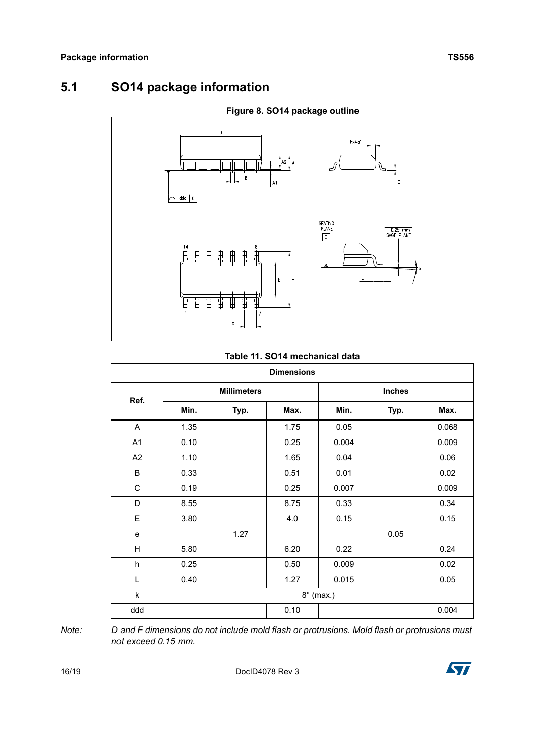## 5.1 SO14 package information

**Figure 8. SO14 package outline**

**Table 11. SO14 mechanical data**

| Ref. | Dimensions | | | | | |
|---|---|---|---|---|---|---|
| | Millimeters | | | Inches | | |
| | Min. | Typ. | Max. | Min. | Typ. | Max. |
| A | 1.35 | | 1.75 | 0.05 | | 0.068 |
| A1 | 0.10 | | 0.25 | 0.004 | | 0.009 |
| A2 | 1.10 | | 1.65 | 0.04 | | 0.06 |
| B | 0.33 | | 0.51 | 0.01 | | 0.02 |
| C | 0.19 | | 0.25 | 0.007 | | 0.009 |
| D | 8.55 | | 8.75 | 0.33 | | 0.34 |
| E | 3.80 | | 4.0 | 0.15 | | 0.15 |
| e | | 1.27 | | | 0.05 | |
| H | 5.80 | | 6.20 | 0.22 | | 0.24 |
| h | 0.25 | | 0.50 | 0.009 | | 0.02 |
| L | 0.40 | | 1.27 | 0.015 | | 0.05 |
| k | 8° (max.) | | | | | |
| ddd | | | 0.10 | | | 0.004 |

*Note: D and F dimensions do not include mold flash or protrusions. Mold flash or protrusions must not exceed 0.15 mm.*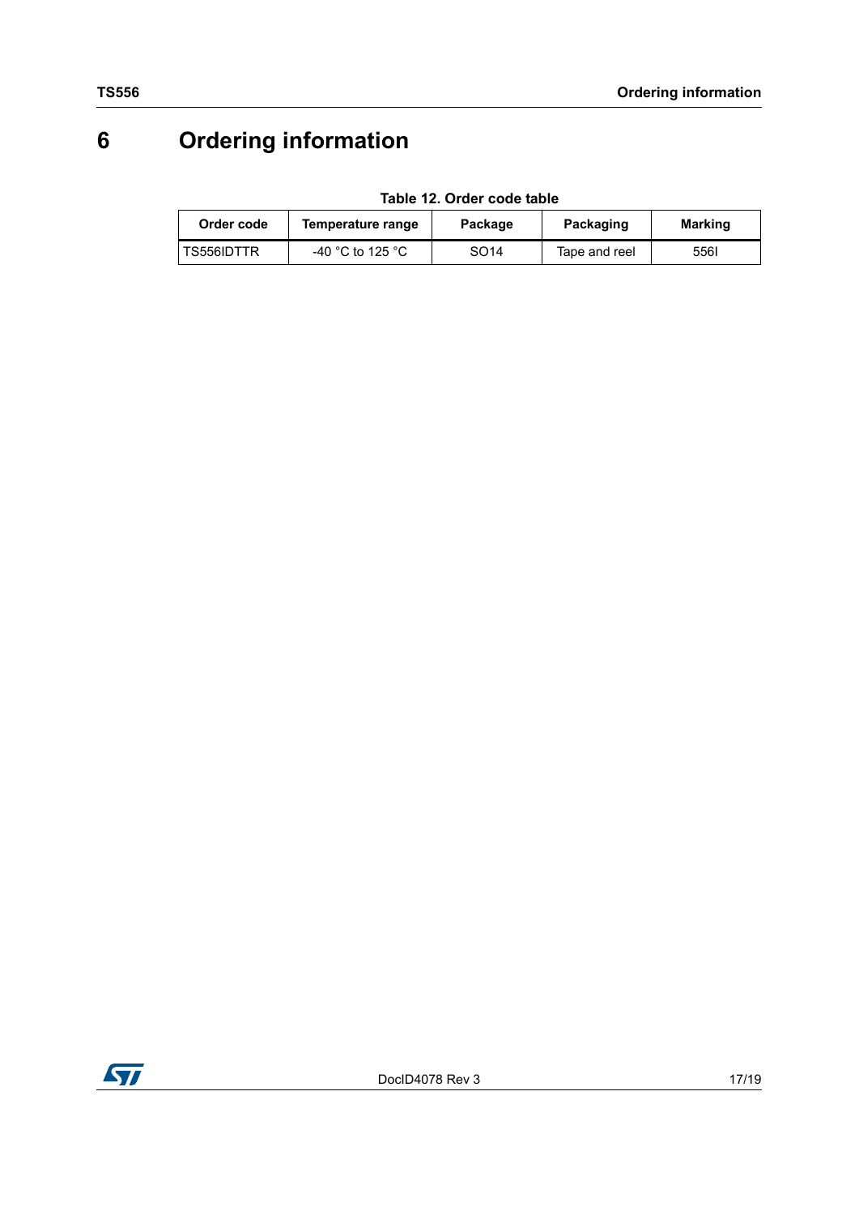# 6 Ordering information

**Table 12. Order code table**

| Order code | Temperature range | Package | Packaging | Marking |
|---|---|---|---|---|
| TS556IDTTR | -40 °C to 125 °C | SO14 | Tape and reel | 556I |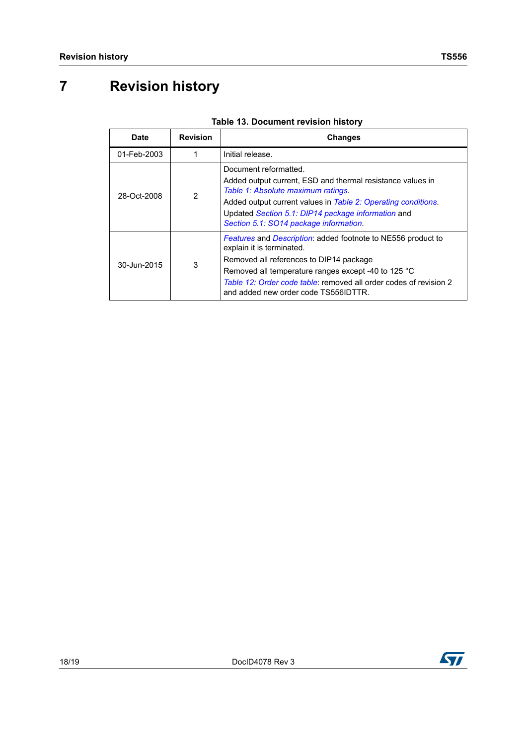# 7 Revision history

**Table 13. Document revision history**

| Date | Revision | Changes |
| --- | --- | --- |
| 01-Feb-2003 | 1 | Initial release. |
| 28-Oct-2008 | 2 | Document reformatted.<br>Added output current, ESD and thermal resistance values in *Table 1: Absolute maximum ratings*.<br>Added output current values in *Table 2: Operating conditions*.<br>Updated *Section 5.1: DIP14 package information* and *Section 5.1: SO14 package information*. |
| 30-Jun-2015 | 3 | *Features* and *Description*: added footnote to NE556 product to explain it is terminated.<br>Removed all references to DIP14 package<br>Removed all temperature ranges except -40 to 125 °C<br>*Table 12: Order code table*: removed all order codes of revision 2 and added new order code TS556IDTTR. |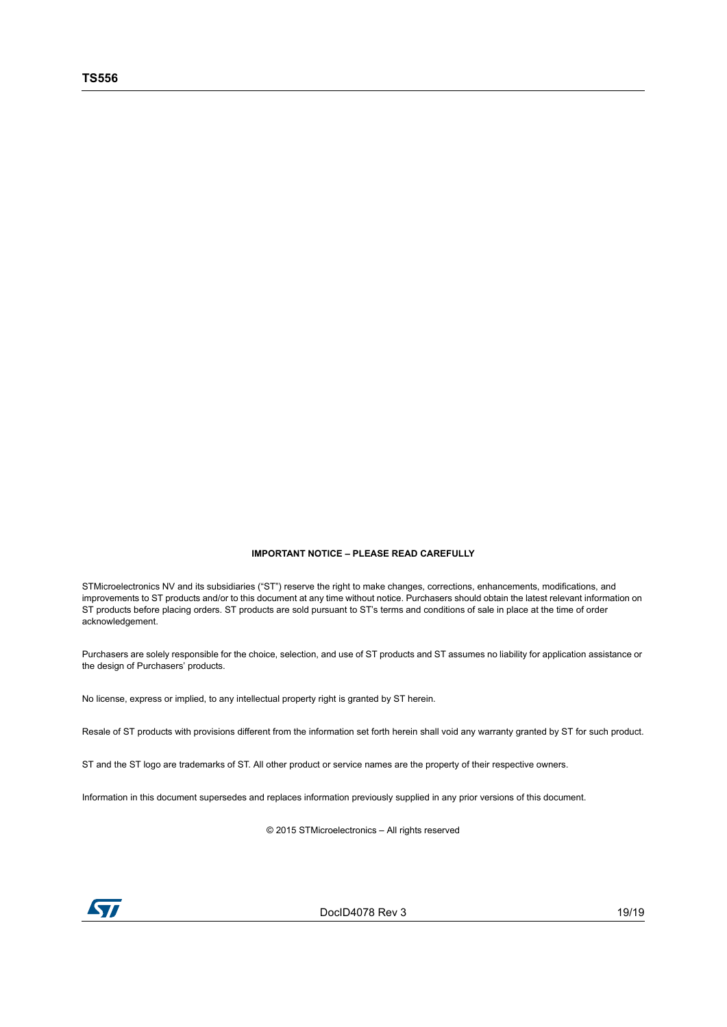**IMPORTANT NOTICE – PLEASE READ CAREFULLY**

STMicroelectronics NV and its subsidiaries ("ST") reserve the right to make changes, corrections, enhancements, modifications, and improvements to ST products and/or to this document at any time without notice. Purchasers should obtain the latest relevant information on ST products before placing orders. ST products are sold pursuant to ST's terms and conditions of sale in place at the time of order acknowledgement.

Purchasers are solely responsible for the choice, selection, and use of ST products and ST assumes no liability for application assistance or the design of Purchasers' products.

No license, express or implied, to any intellectual property right is granted by ST herein.

Resale of ST products with provisions different from the information set forth herein shall void any warranty granted by ST for such product.

ST and the ST logo are trademarks of ST. All other product or service names are the property of their respective owners.

Information in this document supersedes and replaces information previously supplied in any prior versions of this document.

© 2015 STMicroelectronics – All rights reserved